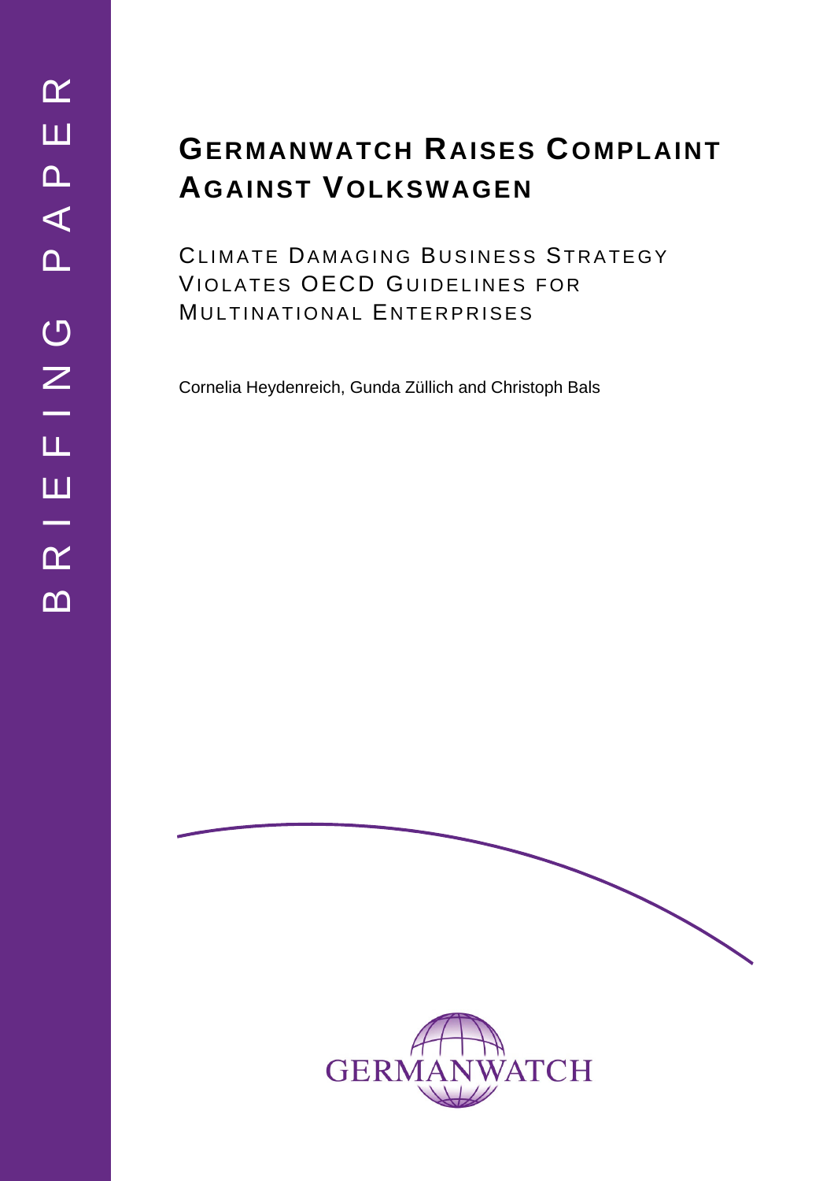BRIEFING PAPER

# Germanwatch Raises Complaint Against Volkswagen

## Climate Damaging Business Strategy Violates OECD Guidelines for Multinational Enterprises

Cornelia Heydenreich, Gunda Züllich and Christoph Bals

GERMANWATCH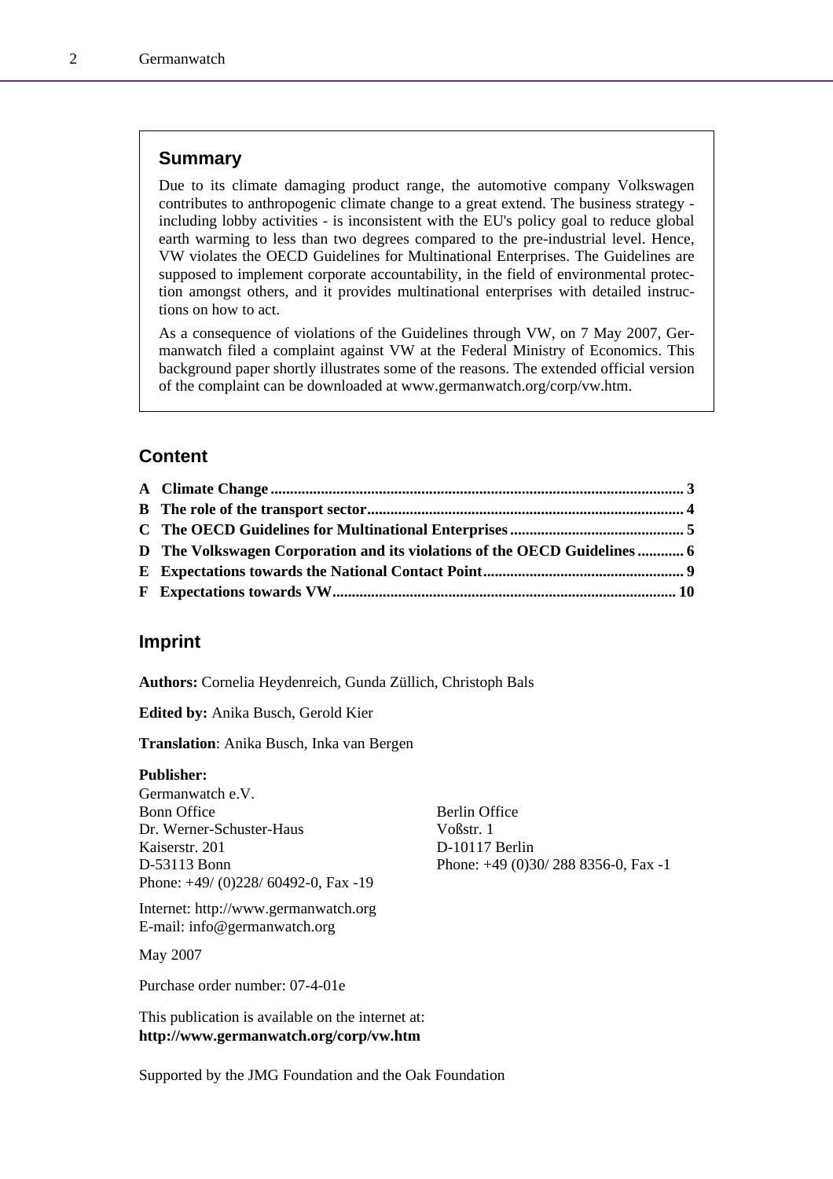## Summary

Due to its climate damaging product range, the automotive company Volkswagen contributes to anthropogenic climate change to a great extend. The business strategy - including lobby activities - is inconsistent with the EU's policy goal to reduce global earth warming to less than two degrees compared to the pre-industrial level. Hence, VW violates the OECD Guidelines for Multinational Enterprises. The Guidelines are supposed to implement corporate accountability, in the field of environmental protection amongst others, and it provides multinational enterprises with detailed instructions on how to act.

As a consequence of violations of the Guidelines through VW, on 7 May 2007, Germanwatch filed a complaint against VW at the Federal Ministry of Economics. This background paper shortly illustrates some of the reasons. The extended official version of the complaint can be downloaded at www.germanwatch.org/corp/vw.htm.

## Content

**A Climate Change ........................................................................ 3**

**B The role of the transport sector .................................................... 4**

**C The OECD Guidelines for Multinational Enterprises ......................... 5**

**D The Volkswagen Corporation and its violations of the OECD Guidelines ............ 6**

**E Expectations towards the National Contact Point ............................ 9**

**F Expectations towards VW ........................................................ 10**

## Imprint

**Authors:** Cornelia Heydenreich, Gunda Züllich, Christoph Bals

**Edited by:** Anika Busch, Gerold Kier

**Translation**: Anika Busch, Inka van Bergen

**Publisher:**
Germanwatch e.V.

Bonn Office
Dr. Werner-Schuster-Haus
Kaiserstr. 201
D-53113 Bonn
Phone: +49/ (0)228/ 60492-0, Fax -19

Berlin Office
Voßstr. 1
D-10117 Berlin
Phone: +49 (0)30/ 288 8356-0, Fax -1

Internet: http://www.germanwatch.org
E-mail: info@germanwatch.org

May 2007

Purchase order number: 07-4-01e

This publication is available on the internet at:
**http://www.germanwatch.org/corp/vw.htm**

Supported by the JMG Foundation and the Oak Foundation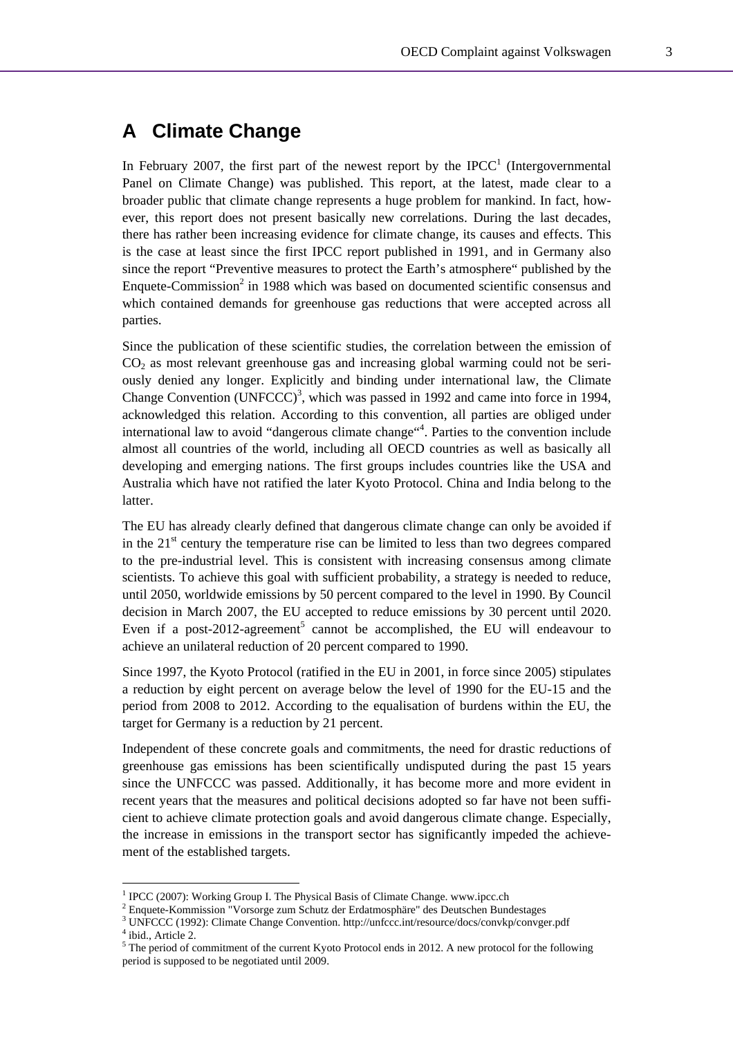# A Climate Change

In February 2007, the first part of the newest report by the IPCC[1] (Intergovernmental Panel on Climate Change) was published. This report, at the latest, made clear to a broader public that climate change represents a huge problem for mankind. In fact, however, this report does not present basically new correlations. During the last decades, there has rather been increasing evidence for climate change, its causes and effects. This is the case at least since the first IPCC report published in 1991, and in Germany also since the report "Preventive measures to protect the Earth's atmosphere" published by the Enquete-Commission[2] in 1988 which was based on documented scientific consensus and which contained demands for greenhouse gas reductions that were accepted across all parties.

Since the publication of these scientific studies, the correlation between the emission of $CO_2$ as most relevant greenhouse gas and increasing global warming could not be seriously denied any longer. Explicitly and binding under international law, the Climate Change Convention (UNFCCC)[3], which was passed in 1992 and came into force in 1994, acknowledged this relation. According to this convention, all parties are obliged under international law to avoid "dangerous climate change"[4]. Parties to the convention include almost all countries of the world, including all OECD countries as well as basically all developing and emerging nations. The first groups includes countries like the USA and Australia which have not ratified the later Kyoto Protocol. China and India belong to the latter.

The EU has already clearly defined that dangerous climate change can only be avoided if in the 21st century the temperature rise can be limited to less than two degrees compared to the pre-industrial level. This is consistent with increasing consensus among climate scientists. To achieve this goal with sufficient probability, a strategy is needed to reduce, until 2050, worldwide emissions by 50 percent compared to the level in 1990. By Council decision in March 2007, the EU accepted to reduce emissions by 30 percent until 2020. Even if a post-2012-agreement[5] cannot be accomplished, the EU will endeavour to achieve an unilateral reduction of 20 percent compared to 1990.

Since 1997, the Kyoto Protocol (ratified in the EU in 2001, in force since 2005) stipulates a reduction by eight percent on average below the level of 1990 for the EU-15 and the period from 2008 to 2012. According to the equalisation of burdens within the EU, the target for Germany is a reduction by 21 percent.

Independent of these concrete goals and commitments, the need for drastic reductions of greenhouse gas emissions has been scientifically undisputed during the past 15 years since the UNFCCC was passed. Additionally, it has become more and more evident in recent years that the measures and political decisions adopted so far have not been sufficient to achieve climate protection goals and avoid dangerous climate change. Especially, the increase in emissions in the transport sector has significantly impeded the achievement of the established targets.

---

[1] IPCC (2007): Working Group I. The Physical Basis of Climate Change. www.ipcc.ch

[2] Enquete-Kommission "Vorsorge zum Schutz der Erdatmosphäre" des Deutschen Bundestages

[3] UNFCCC (1992): Climate Change Convention. http://unfccc.int/resource/docs/convkp/convger.pdf

[4] ibid., Article 2.

[5] The period of commitment of the current Kyoto Protocol ends in 2012. A new protocol for the following period is supposed to be negotiated until 2009.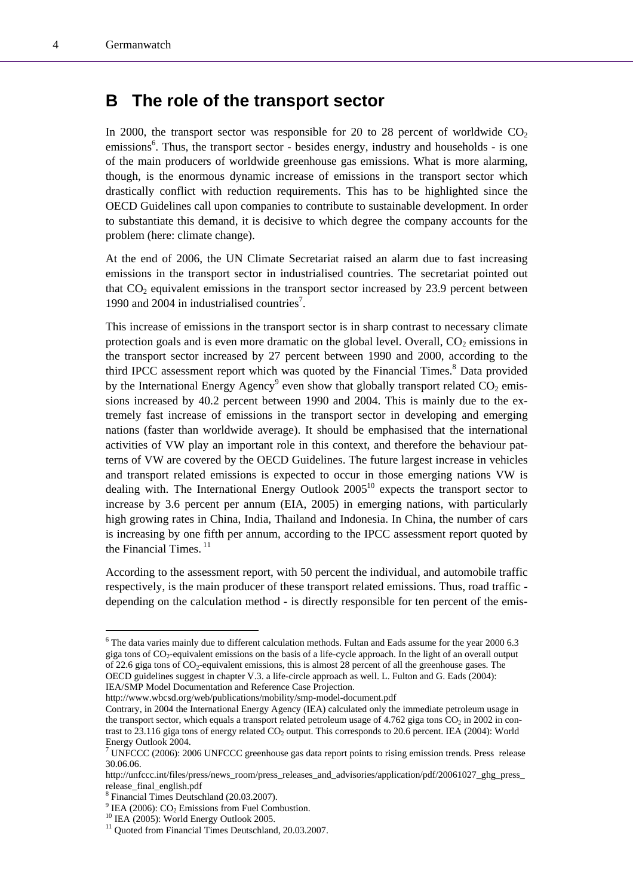## B The role of the transport sector

In 2000, the transport sector was responsible for 20 to 28 percent of worldwide $CO_2$ emissions[6]. Thus, the transport sector - besides energy, industry and households - is one of the main producers of worldwide greenhouse gas emissions. What is more alarming, though, is the enormous dynamic increase of emissions in the transport sector which drastically conflict with reduction requirements. This has to be highlighted since the OECD Guidelines call upon companies to contribute to sustainable development. In order to substantiate this demand, it is decisive to which degree the company accounts for the problem (here: climate change).

At the end of 2006, the UN Climate Secretariat raised an alarm due to fast increasing emissions in the transport sector in industrialised countries. The secretariat pointed out that $CO_2$ equivalent emissions in the transport sector increased by 23.9 percent between 1990 and 2004 in industrialised countries[7].

This increase of emissions in the transport sector is in sharp contrast to necessary climate protection goals and is even more dramatic on the global level. Overall, $CO_2$ emissions in the transport sector increased by 27 percent between 1990 and 2000, according to the third IPCC assessment report which was quoted by the Financial Times.[8] Data provided by the International Energy Agency[9] even show that globally transport related $CO_2$ emissions increased by 40.2 percent between 1990 and 2004. This is mainly due to the extremely fast increase of emissions in the transport sector in developing and emerging nations (faster than worldwide average). It should be emphasised that the international activities of VW play an important role in this context, and therefore the behaviour patterns of VW are covered by the OECD Guidelines. The future largest increase in vehicles and transport related emissions is expected to occur in those emerging nations VW is dealing with. The International Energy Outlook 2005[10] expects the transport sector to increase by 3.6 percent per annum (EIA, 2005) in emerging nations, with particularly high growing rates in China, India, Thailand and Indonesia. In China, the number of cars is increasing by one fifth per annum, according to the IPCC assessment report quoted by the Financial Times.[11]

According to the assessment report, with 50 percent the individual, and automobile traffic respectively, is the main producer of these transport related emissions. Thus, road traffic - depending on the calculation method - is directly responsible for ten percent of the emis-

---

[6] The data varies mainly due to different calculation methods. Fultan and Eads assume for the year 2000 6.3 giga tons of $CO_2$-equivalent emissions on the basis of a life-cycle approach. In the light of an overall output of 22.6 giga tons of $CO_2$-equivalent emissions, this is almost 28 percent of all the greenhouse gases. The OECD guidelines suggest in chapter V.3. a life-circle approach as well. L. Fulton and G. Eads (2004): IEA/SMP Model Documentation and Reference Case Projection.
http://www.wbcsd.org/web/publications/mobility/smp-model-document.pdf
Contrary, in 2004 the International Energy Agency (IEA) calculated only the immediate petroleum usage in the transport sector, which equals a transport related petroleum usage of 4.762 giga tons $CO_2$ in 2002 in contrast to 23.116 giga tons of energy related $CO_2$ output. This corresponds to 20.6 percent. IEA (2004): World Energy Outlook 2004.

[7] UNFCCC (2006): 2006 UNFCCC greenhouse gas data report points to rising emission trends. Press release 30.06.06.
http://unfccc.int/files/press/news_room/press_releases_and_advisories/application/pdf/20061027_ghg_press_release_final_english.pdf

[8] Financial Times Deutschland (20.03.2007).

[9] IEA (2006): $CO_2$ Emissions from Fuel Combustion.

[10] IEA (2005): World Energy Outlook 2005.

[11] Quoted from Financial Times Deutschland, 20.03.2007.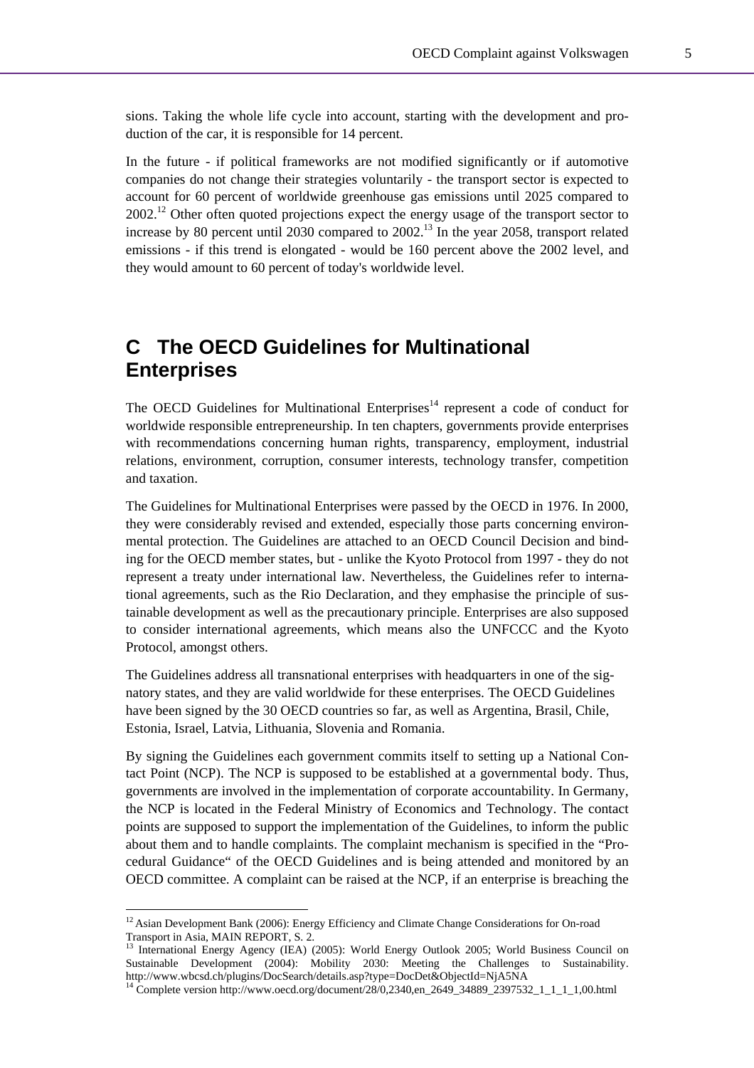sions. Taking the whole life cycle into account, starting with the development and production of the car, it is responsible for 14 percent.

In the future - if political frameworks are not modified significantly or if automotive companies do not change their strategies voluntarily - the transport sector is expected to account for 60 percent of worldwide greenhouse gas emissions until 2025 compared to 2002.[12] Other often quoted projections expect the energy usage of the transport sector to increase by 80 percent until 2030 compared to 2002.[13] In the year 2058, transport related emissions - if this trend is elongated - would be 160 percent above the 2002 level, and they would amount to 60 percent of today's worldwide level.

# C The OECD Guidelines for Multinational Enterprises

The OECD Guidelines for Multinational Enterprises[14] represent a code of conduct for worldwide responsible entrepreneurship. In ten chapters, governments provide enterprises with recommendations concerning human rights, transparency, employment, industrial relations, environment, corruption, consumer interests, technology transfer, competition and taxation.

The Guidelines for Multinational Enterprises were passed by the OECD in 1976. In 2000, they were considerably revised and extended, especially those parts concerning environmental protection. The Guidelines are attached to an OECD Council Decision and binding for the OECD member states, but - unlike the Kyoto Protocol from 1997 - they do not represent a treaty under international law. Nevertheless, the Guidelines refer to international agreements, such as the Rio Declaration, and they emphasise the principle of sustainable development as well as the precautionary principle. Enterprises are also supposed to consider international agreements, which means also the UNFCCC and the Kyoto Protocol, amongst others.

The Guidelines address all transnational enterprises with headquarters in one of the signatory states, and they are valid worldwide for these enterprises. The OECD Guidelines have been signed by the 30 OECD countries so far, as well as Argentina, Brasil, Chile, Estonia, Israel, Latvia, Lithuania, Slovenia and Romania.

By signing the Guidelines each government commits itself to setting up a National Contact Point (NCP). The NCP is supposed to be established at a governmental body. Thus, governments are involved in the implementation of corporate accountability. In Germany, the NCP is located in the Federal Ministry of Economics and Technology. The contact points are supposed to support the implementation of the Guidelines, to inform the public about them and to handle complaints. The complaint mechanism is specified in the "Procedural Guidance" of the OECD Guidelines and is being attended and monitored by an OECD committee. A complaint can be raised at the NCP, if an enterprise is breaching the

---

[12] Asian Development Bank (2006): Energy Efficiency and Climate Change Considerations for On-road Transport in Asia, MAIN REPORT, S. 2.

[13] International Energy Agency (IEA) (2005): World Energy Outlook 2005; World Business Council on Sustainable Development (2004): Mobility 2030: Meeting the Challenges to Sustainability. http://www.wbcsd.ch/plugins/DocSearch/details.asp?type=DocDet&ObjectId=NjA5NA

[14] Complete version http://www.oecd.org/document/28/0,2340,en_2649_34889_2397532_1_1_1_1,00.html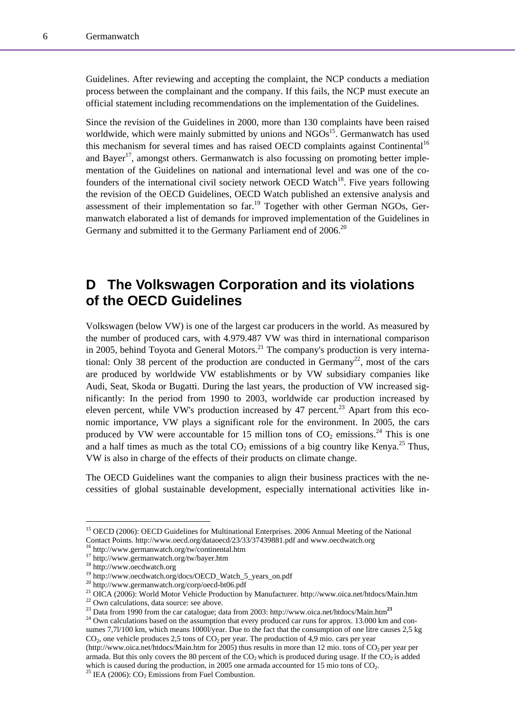Guidelines. After reviewing and accepting the complaint, the NCP conducts a mediation process between the complainant and the company. If this fails, the NCP must execute an official statement including recommendations on the implementation of the Guidelines.

Since the revision of the Guidelines in 2000, more than 130 complaints have been raised worldwide, which were mainly submitted by unions and NGOs[15]. Germanwatch has used this mechanism for several times and has raised OECD complaints against Continental[16] and Bayer[17], amongst others. Germanwatch is also focussing on promoting better implementation of the Guidelines on national and international level and was one of the co-founders of the international civil society network OECD Watch[18]. Five years following the revision of the OECD Guidelines, OECD Watch published an extensive analysis and assessment of their implementation so far.[19] Together with other German NGOs, Germanwatch elaborated a list of demands for improved implementation of the Guidelines in Germany and submitted it to the Germany Parliament end of 2006.[20]

## D The Volkswagen Corporation and its violations of the OECD Guidelines

Volkswagen (below VW) is one of the largest car producers in the world. As measured by the number of produced cars, with 4.979.487 VW was third in international comparison in 2005, behind Toyota and General Motors.[21] The company's production is very international: Only 38 percent of the production are conducted in Germany[22], most of the cars are produced by worldwide VW establishments or by VW subsidiary companies like Audi, Seat, Skoda or Bugatti. During the last years, the production of VW increased significantly: In the period from 1990 to 2003, worldwide car production increased by eleven percent, while VW's production increased by 47 percent.[23] Apart from this economic importance, VW plays a significant role for the environment. In 2005, the cars produced by VW were accountable for 15 million tons of $CO_2$ emissions.[24] This is one and a half times as much as the total $CO_2$ emissions of a big country like Kenya.[25] Thus, VW is also in charge of the effects of their products on climate change.

The OECD Guidelines want the companies to align their business practices with the necessities of global sustainable development, especially international activities like in-

---

[15] OECD (2006): OECD Guidelines for Multinational Enterprises. 2006 Annual Meeting of the National Contact Points. http://www.oecd.org/dataoecd/23/33/37439881.pdf and www.oecdwatch.org

[16] http://www.germanwatch.org/tw/continental.htm

[17] http://www.germanwatch.org/tw/bayer.htm

[18] http://www.oecdwatch.org

[19] http://www.oecdwatch.org/docs/OECD_Watch_5_years_on.pdf

[20] http://www.germanwatch.org/corp/oecd-bt06.pdf

[21] OICA (2006): World Motor Vehicle Production by Manufacturer. http://www.oica.net/htdocs/Main.htm

[22] Own calculations, data source: see above.

[23] Data from 1990 from the car catalogue; data from 2003: http://www.oica.net/htdocs/Main.htm[23]

[24] Own calculations based on the assumption that every produced car runs for approx. 13.000 km and consumes 7,7l/100 km, which means 1000l/year. Due to the fact that the consumption of one litre causes 2,5 kg $CO_2$, one vehicle produces 2,5 tons of $CO_2$ per year. The production of 4,9 mio. cars per year (http://www.oica.net/htdocs/Main.htm for 2005) thus results in more than 12 mio. tons of $CO_2$ per year per armada. But this only covers the 80 percent of the $CO_2$ which is produced during usage. If the $CO_2$ is added which is caused during the production, in 2005 one armada accounted for 15 mio tons of $CO_2$.

[25] IEA (2006): $CO_2$ Emissions from Fuel Combustion.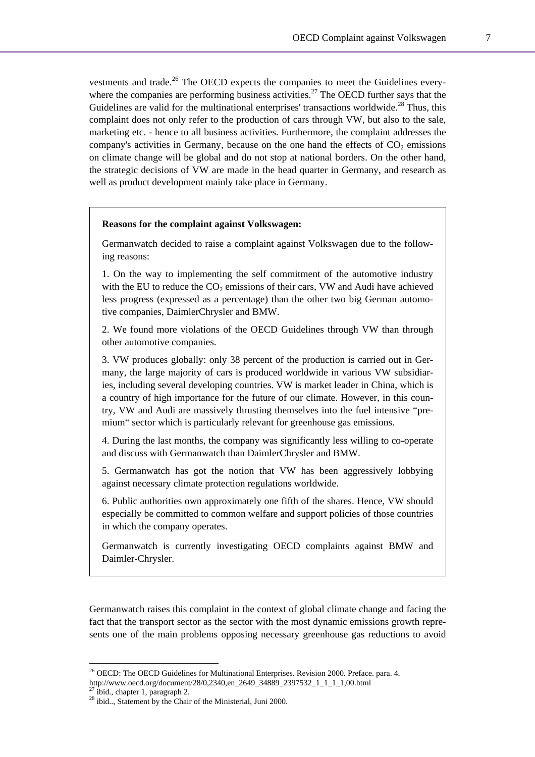vestments and trade.[26] The OECD expects the companies to meet the Guidelines everywhere the companies are performing business activities.[27] The OECD further says that the Guidelines are valid for the multinational enterprises' transactions worldwide.[28] Thus, this complaint does not only refer to the production of cars through VW, but also to the sale, marketing etc. - hence to all business activities. Furthermore, the complaint addresses the company's activities in Germany, because on the one hand the effects of $CO_2$ emissions on climate change will be global and do not stop at national borders. On the other hand, the strategic decisions of VW are made in the head quarter in Germany, and research as well as product development mainly take place in Germany.

**Reasons for the complaint against Volkswagen:**

Germanwatch decided to raise a complaint against Volkswagen due to the following reasons:

1. On the way to implementing the self commitment of the automotive industry with the EU to reduce the $CO_2$ emissions of their cars, VW and Audi have achieved less progress (expressed as a percentage) than the other two big German automotive companies, DaimlerChrysler and BMW.

2. We found more violations of the OECD Guidelines through VW than through other automotive companies.

3. VW produces globally: only 38 percent of the production is carried out in Germany, the large majority of cars is produced worldwide in various VW subsidiaries, including several developing countries. VW is market leader in China, which is a country of high importance for the future of our climate. However, in this country, VW and Audi are massively thrusting themselves into the fuel intensive "premium" sector which is particularly relevant for greenhouse gas emissions.

4. During the last months, the company was significantly less willing to co-operate and discuss with Germanwatch than DaimlerChrysler and BMW.

5. Germanwatch has got the notion that VW has been aggressively lobbying against necessary climate protection regulations worldwide.

6. Public authorities own approximately one fifth of the shares. Hence, VW should especially be committed to common welfare and support policies of those countries in which the company operates.

Germanwatch is currently investigating OECD complaints against BMW and Daimler-Chrysler.

Germanwatch raises this complaint in the context of global climate change and facing the fact that the transport sector as the sector with the most dynamic emissions growth represents one of the main problems opposing necessary greenhouse gas reductions to avoid

[26] OECD: The OECD Guidelines for Multinational Enterprises. Revision 2000. Preface. para. 4. http://www.oecd.org/document/28/0,2340,en_2649_34889_2397532_1_1_1_1,00.html

[27] ibid., chapter 1, paragraph 2.

[28] ibid.., Statement by the Chair of the Ministerial, Juni 2000.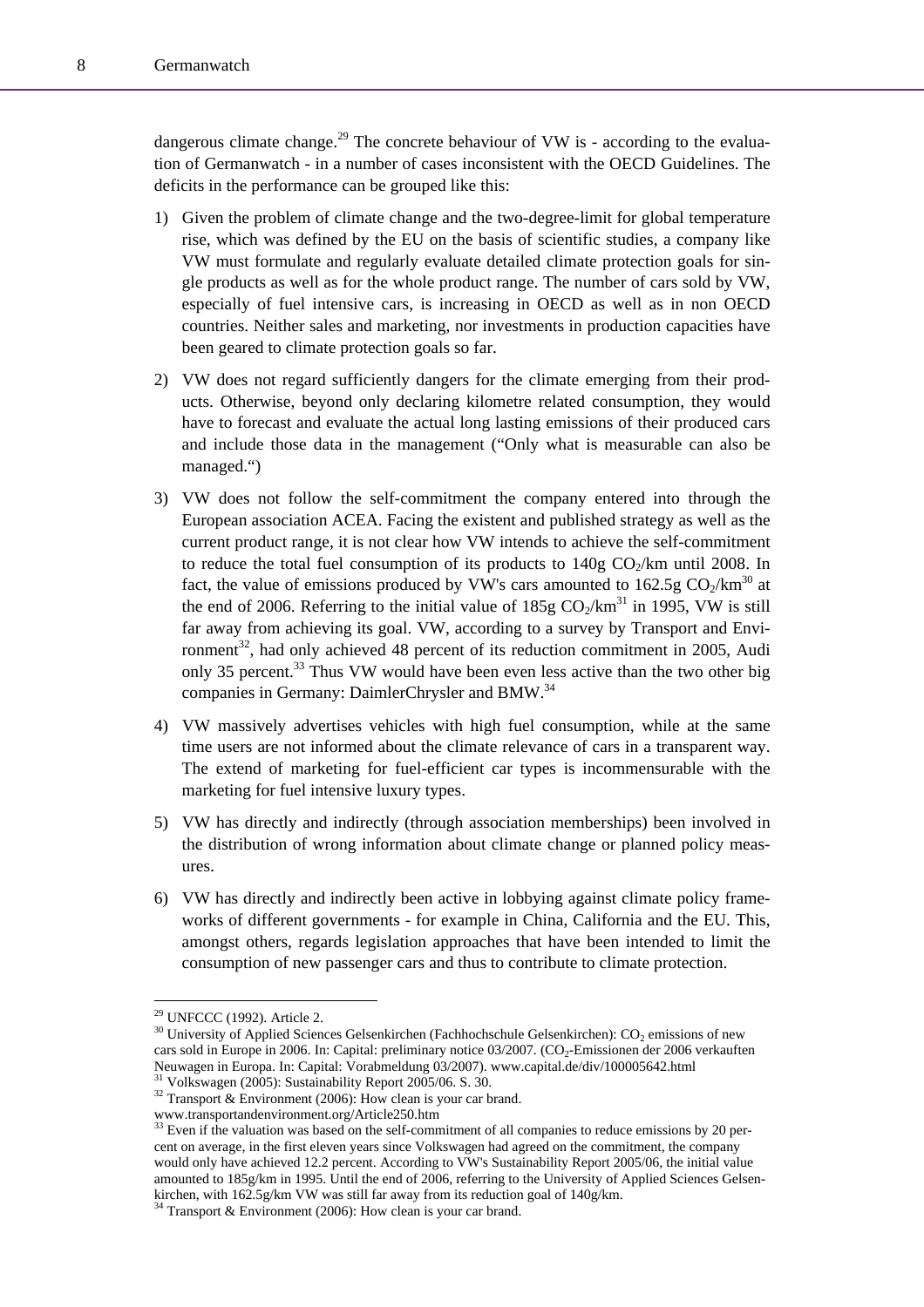dangerous climate change.[29] The concrete behaviour of VW is - according to the evaluation of Germanwatch - in a number of cases inconsistent with the OECD Guidelines. The deficits in the performance can be grouped like this:

1) Given the problem of climate change and the two-degree-limit for global temperature rise, which was defined by the EU on the basis of scientific studies, a company like VW must formulate and regularly evaluate detailed climate protection goals for single products as well as for the whole product range. The number of cars sold by VW, especially of fuel intensive cars, is increasing in OECD as well as in non OECD countries. Neither sales and marketing, nor investments in production capacities have been geared to climate protection goals so far.

2) VW does not regard sufficiently dangers for the climate emerging from their products. Otherwise, beyond only declaring kilometre related consumption, they would have to forecast and evaluate the actual long lasting emissions of their produced cars and include those data in the management ("Only what is measurable can also be managed.")

3) VW does not follow the self-commitment the company entered into through the European association ACEA. Facing the existent and published strategy as well as the current product range, it is not clear how VW intends to achieve the self-commitment to reduce the total fuel consumption of its products to 140g $CO_2$/km until 2008. In fact, the value of emissions produced by VW's cars amounted to 162.5g $CO_2$/km[30] at the end of 2006. Referring to the initial value of 185g $CO_2$/km[31] in 1995, VW is still far away from achieving its goal. VW, according to a survey by Transport and Environment[32], had only achieved 48 percent of its reduction commitment in 2005, Audi only 35 percent.[33] Thus VW would have been even less active than the two other big companies in Germany: DaimlerChrysler and BMW.[34]

4) VW massively advertises vehicles with high fuel consumption, while at the same time users are not informed about the climate relevance of cars in a transparent way. The extend of marketing for fuel-efficient car types is incommensurable with the marketing for fuel intensive luxury types.

5) VW has directly and indirectly (through association memberships) been involved in the distribution of wrong information about climate change or planned policy measures.

6) VW has directly and indirectly been active in lobbying against climate policy frameworks of different governments - for example in China, California and the EU. This, amongst others, regards legislation approaches that have been intended to limit the consumption of new passenger cars and thus to contribute to climate protection.

---

[29] UNFCCC (1992). Article 2.

[30] University of Applied Sciences Gelsenkirchen (Fachhochschule Gelsenkirchen): $CO_2$ emissions of new cars sold in Europe in 2006. In: Capital: preliminary notice 03/2007. ($CO_2$-Emissionen der 2006 verkauften Neuwagen in Europa. In: Capital: Vorabmeldung 03/2007). www.capital.de/div/100005642.html

[31] Volkswagen (2005): Sustainability Report 2005/06. S. 30.

[32] Transport & Environment (2006): How clean is your car brand. www.transportandenvironment.org/Article250.htm

[33] Even if the valuation was based on the self-commitment of all companies to reduce emissions by 20 percent on average, in the first eleven years since Volkswagen had agreed on the commitment, the company would only have achieved 12.2 percent. According to VW's Sustainability Report 2005/06, the initial value amounted to 185g/km in 1995. Until the end of 2006, referring to the University of Applied Sciences Gelsenkirchen, with 162.5g/km VW was still far away from its reduction goal of 140g/km.

[34] Transport & Environment (2006): How clean is your car brand.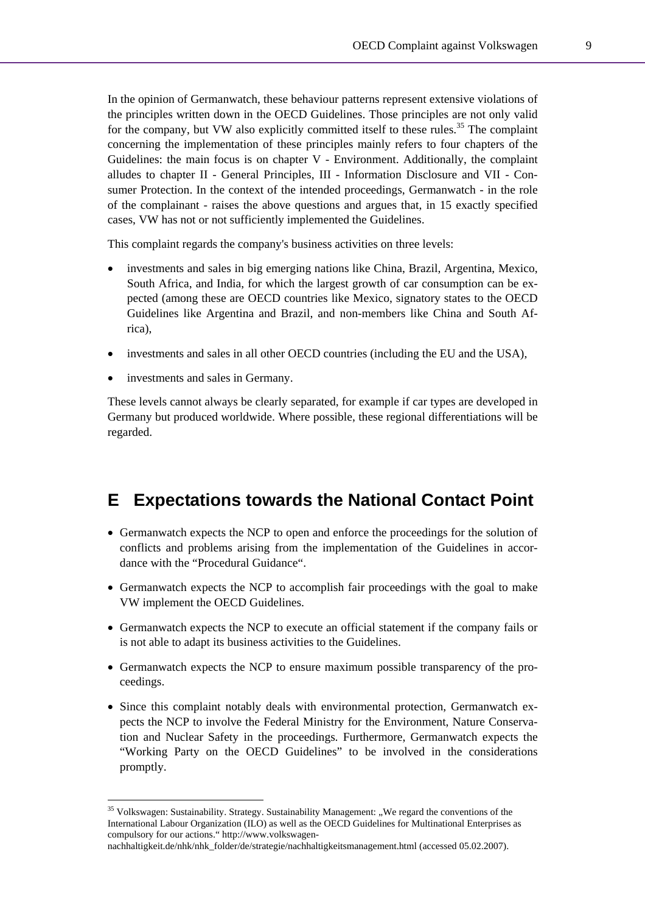In the opinion of Germanwatch, these behaviour patterns represent extensive violations of the principles written down in the OECD Guidelines. Those principles are not only valid for the company, but VW also explicitly committed itself to these rules.[35] The complaint concerning the implementation of these principles mainly refers to four chapters of the Guidelines: the main focus is on chapter V - Environment. Additionally, the complaint alludes to chapter II - General Principles, III - Information Disclosure and VII - Consumer Protection. In the context of the intended proceedings, Germanwatch - in the role of the complainant - raises the above questions and argues that, in 15 exactly specified cases, VW has not or not sufficiently implemented the Guidelines.

This complaint regards the company's business activities on three levels:

- investments and sales in big emerging nations like China, Brazil, Argentina, Mexico, South Africa, and India, for which the largest growth of car consumption can be expected (among these are OECD countries like Mexico, signatory states to the OECD Guidelines like Argentina and Brazil, and non-members like China and South Africa),
- investments and sales in all other OECD countries (including the EU and the USA),
- investments and sales in Germany.

These levels cannot always be clearly separated, for example if car types are developed in Germany but produced worldwide. Where possible, these regional differentiations will be regarded.

# E Expectations towards the National Contact Point

- Germanwatch expects the NCP to open and enforce the proceedings for the solution of conflicts and problems arising from the implementation of the Guidelines in accordance with the "Procedural Guidance".
- Germanwatch expects the NCP to accomplish fair proceedings with the goal to make VW implement the OECD Guidelines.
- Germanwatch expects the NCP to execute an official statement if the company fails or is not able to adapt its business activities to the Guidelines.
- Germanwatch expects the NCP to ensure maximum possible transparency of the proceedings.
- Since this complaint notably deals with environmental protection, Germanwatch expects the NCP to involve the Federal Ministry for the Environment, Nature Conservation and Nuclear Safety in the proceedings. Furthermore, Germanwatch expects the "Working Party on the OECD Guidelines" to be involved in the considerations promptly.

[35] Volkswagen: Sustainability. Strategy. Sustainability Management: „We regard the conventions of the International Labour Organization (ILO) as well as the OECD Guidelines for Multinational Enterprises as compulsory for our actions." http://www.volkswagen-nachhaltigkeit.de/nhk/nhk_folder/de/strategie/nachhaltigkeitsmanagement.html (accessed 05.02.2007).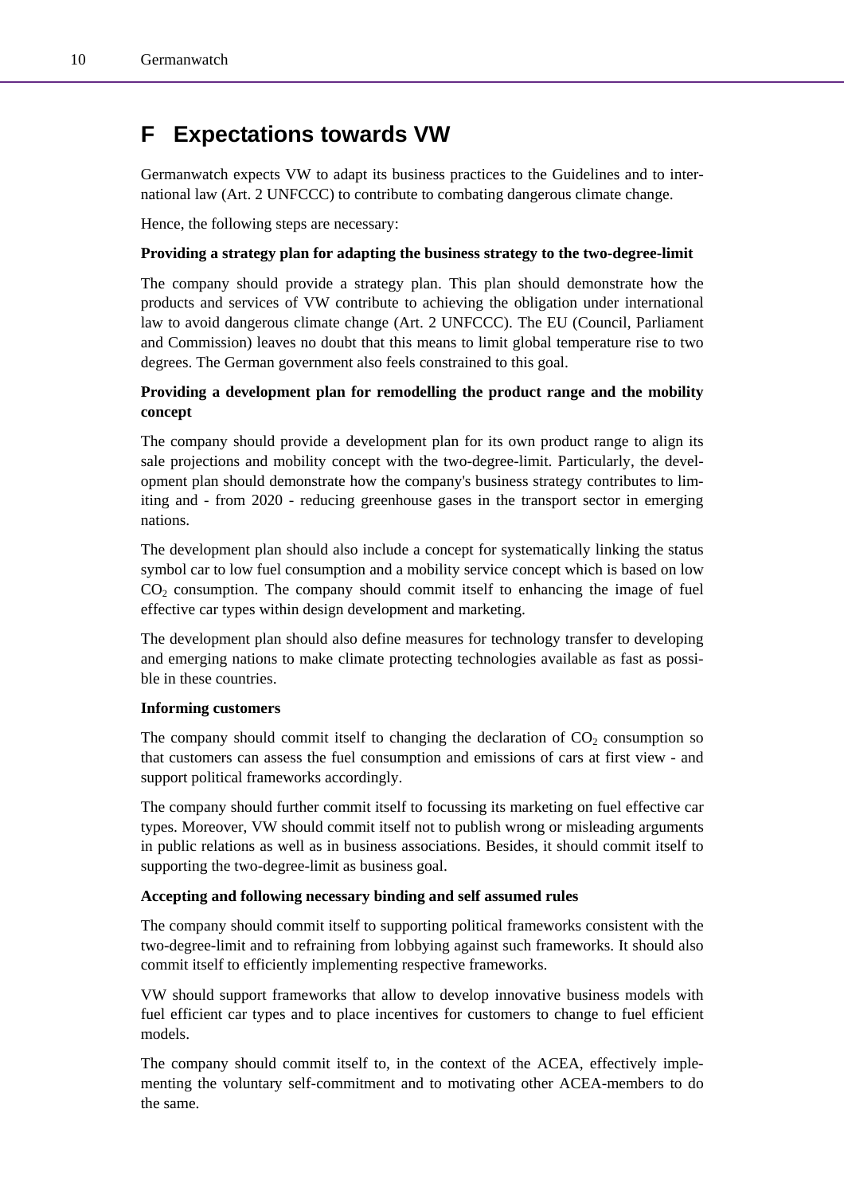# F Expectations towards VW

Germanwatch expects VW to adapt its business practices to the Guidelines and to international law (Art. 2 UNFCCC) to contribute to combating dangerous climate change.

Hence, the following steps are necessary:

**Providing a strategy plan for adapting the business strategy to the two-degree-limit**

The company should provide a strategy plan. This plan should demonstrate how the products and services of VW contribute to achieving the obligation under international law to avoid dangerous climate change (Art. 2 UNFCCC). The EU (Council, Parliament and Commission) leaves no doubt that this means to limit global temperature rise to two degrees. The German government also feels constrained to this goal.

**Providing a development plan for remodelling the product range and the mobility concept**

The company should provide a development plan for its own product range to align its sale projections and mobility concept with the two-degree-limit. Particularly, the development plan should demonstrate how the company's business strategy contributes to limiting and - from 2020 - reducing greenhouse gases in the transport sector in emerging nations.

The development plan should also include a concept for systematically linking the status symbol car to low fuel consumption and a mobility service concept which is based on low $CO_2$ consumption. The company should commit itself to enhancing the image of fuel effective car types within design development and marketing.

The development plan should also define measures for technology transfer to developing and emerging nations to make climate protecting technologies available as fast as possible in these countries.

**Informing customers**

The company should commit itself to changing the declaration of $CO_2$ consumption so that customers can assess the fuel consumption and emissions of cars at first view - and support political frameworks accordingly.

The company should further commit itself to focussing its marketing on fuel effective car types. Moreover, VW should commit itself not to publish wrong or misleading arguments in public relations as well as in business associations. Besides, it should commit itself to supporting the two-degree-limit as business goal.

**Accepting and following necessary binding and self assumed rules**

The company should commit itself to supporting political frameworks consistent with the two-degree-limit and to refraining from lobbying against such frameworks. It should also commit itself to efficiently implementing respective frameworks.

VW should support frameworks that allow to develop innovative business models with fuel efficient car types and to place incentives for customers to change to fuel efficient models.

The company should commit itself to, in the context of the ACEA, effectively implementing the voluntary self-commitment and to motivating other ACEA-members to do the same.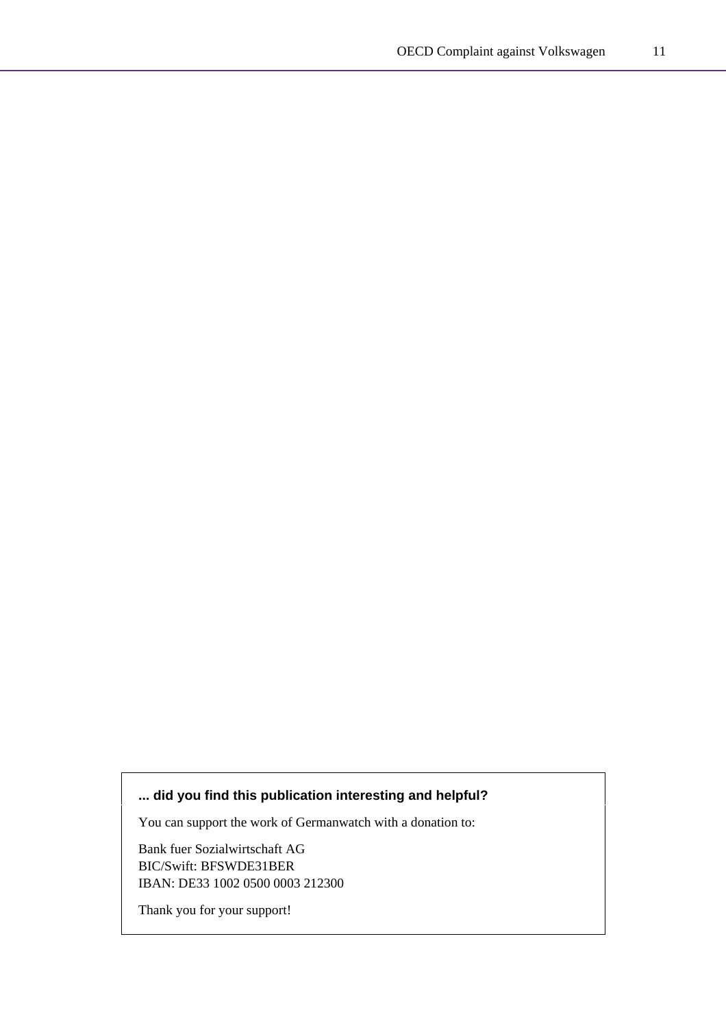**... did you find this publication interesting and helpful?**

You can support the work of Germanwatch with a donation to:

Bank fuer Sozialwirtschaft AG
BIC/Swift: BFSWDE31BER
IBAN: DE33 1002 0500 0003 212300

Thank you for your support!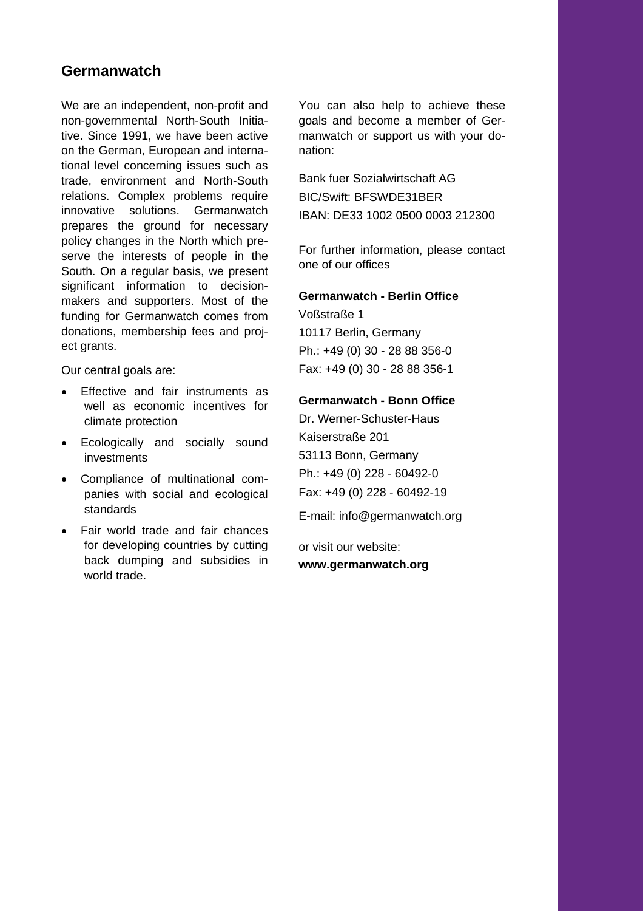## Germanwatch

We are an independent, non-profit and non-governmental North-South Initiative. Since 1991, we have been active on the German, European and international level concerning issues such as trade, environment and North-South relations. Complex problems require innovative solutions. Germanwatch prepares the ground for necessary policy changes in the North which preserve the interests of people in the South. On a regular basis, we present significant information to decision-makers and supporters. Most of the funding for Germanwatch comes from donations, membership fees and project grants.

Our central goals are:

- Effective and fair instruments as well as economic incentives for climate protection
- Ecologically and socially sound investments
- Compliance of multinational companies with social and ecological standards
- Fair world trade and fair chances for developing countries by cutting back dumping and subsidies in world trade.

You can also help to achieve these goals and become a member of Germanwatch or support us with your donation:

Bank fuer Sozialwirtschaft AG
BIC/Swift: BFSWDE31BER
IBAN: DE33 1002 0500 0003 212300

For further information, please contact one of our offices

**Germanwatch - Berlin Office**
Voßstraße 1
10117 Berlin, Germany
Ph.: +49 (0) 30 - 28 88 356-0
Fax: +49 (0) 30 - 28 88 356-1

**Germanwatch - Bonn Office**
Dr. Werner-Schuster-Haus
Kaiserstraße 201
53113 Bonn, Germany
Ph.: +49 (0) 228 - 60492-0
Fax: +49 (0) 228 - 60492-19

E-mail: info@germanwatch.org

or visit our website:
**www.germanwatch.org**